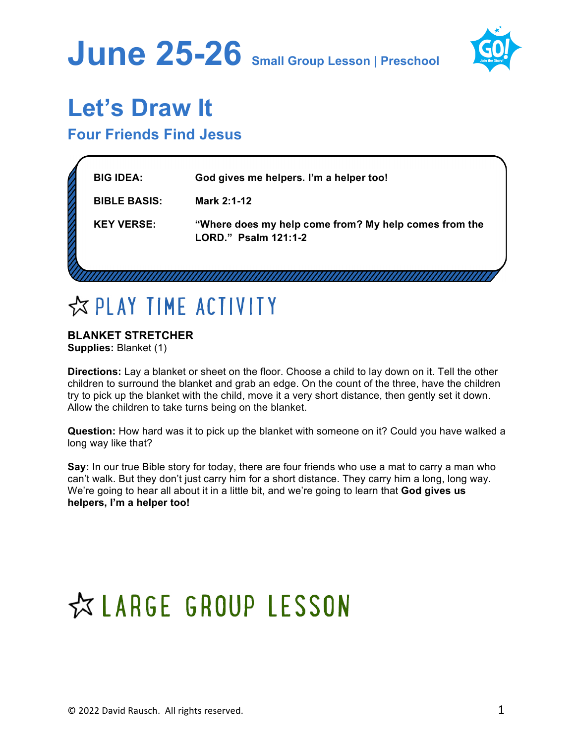# June 25-26 Small Group Lesson | Preschool

## Let's Draw It

### Four Friends Find Jesus

| | |
|---|---|
| **BIG IDEA:** | **God gives me helpers. I'm a helper too!** |
| **BIBLE BASIS:** | **Mark 2:1-12** |
| **KEY VERSE:** | **"Where does my help come from? My help comes from the LORD." Psalm 121:1-2** |

## ☆ PLAY TIME ACTIVITY

**BLANKET STRETCHER**
**Supplies:** Blanket (1)

**Directions:** Lay a blanket or sheet on the floor. Choose a child to lay down on it. Tell the other children to surround the blanket and grab an edge. On the count of the three, have the children try to pick up the blanket with the child, move it a very short distance, then gently set it down. Allow the children to take turns being on the blanket.

**Question:** How hard was it to pick up the blanket with someone on it? Could you have walked a long way like that?

**Say:** In our true Bible story for today, there are four friends who use a mat to carry a man who can't walk. But they don't just carry him for a short distance. They carry him a long, long way. We're going to hear all about it in a little bit, and we're going to learn that **God gives us helpers, I'm a helper too!**

## ☆ LARGE GROUP LESSON

© 2022 David Rausch. All rights reserved.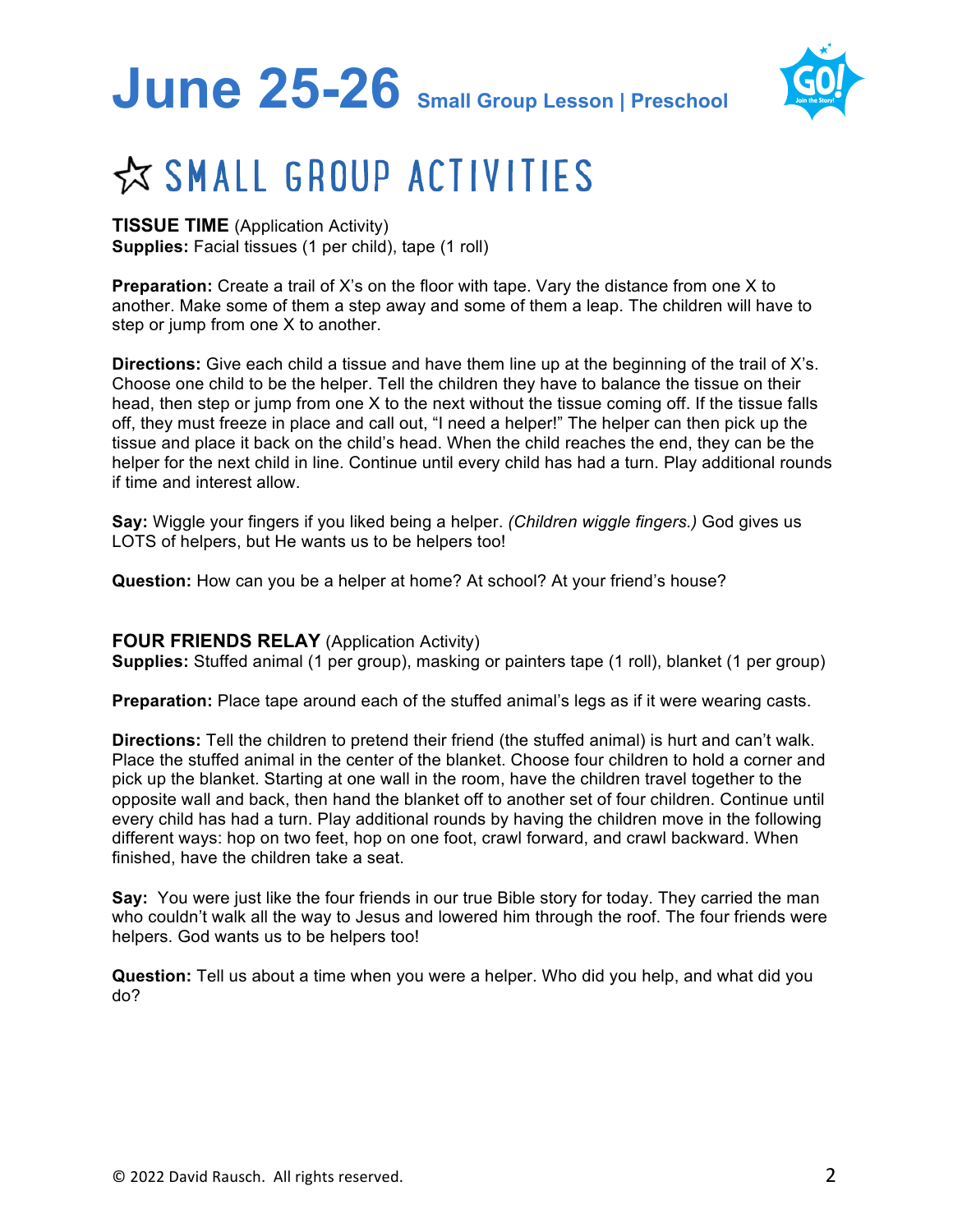# June 25-26 Small Group Lesson | Preschool

## ☆ SMALL GROUP ACTIVITIES

**TISSUE TIME** (Application Activity)
**Supplies:** Facial tissues (1 per child), tape (1 roll)

**Preparation:** Create a trail of X's on the floor with tape. Vary the distance from one X to another. Make some of them a step away and some of them a leap. The children will have to step or jump from one X to another.

**Directions:** Give each child a tissue and have them line up at the beginning of the trail of X's. Choose one child to be the helper. Tell the children they have to balance the tissue on their head, then step or jump from one X to the next without the tissue coming off. If the tissue falls off, they must freeze in place and call out, "I need a helper!" The helper can then pick up the tissue and place it back on the child's head. When the child reaches the end, they can be the helper for the next child in line. Continue until every child has had a turn. Play additional rounds if time and interest allow.

**Say:** Wiggle your fingers if you liked being a helper. *(Children wiggle fingers.)* God gives us LOTS of helpers, but He wants us to be helpers too!

**Question:** How can you be a helper at home? At school? At your friend's house?

**FOUR FRIENDS RELAY** (Application Activity)
**Supplies:** Stuffed animal (1 per group), masking or painters tape (1 roll), blanket (1 per group)

**Preparation:** Place tape around each of the stuffed animal's legs as if it were wearing casts.

**Directions:** Tell the children to pretend their friend (the stuffed animal) is hurt and can't walk. Place the stuffed animal in the center of the blanket. Choose four children to hold a corner and pick up the blanket. Starting at one wall in the room, have the children travel together to the opposite wall and back, then hand the blanket off to another set of four children. Continue until every child has had a turn. Play additional rounds by having the children move in the following different ways: hop on two feet, hop on one foot, crawl forward, and crawl backward. When finished, have the children take a seat.

**Say:** You were just like the four friends in our true Bible story for today. They carried the man who couldn't walk all the way to Jesus and lowered him through the roof. The four friends were helpers. God wants us to be helpers too!

**Question:** Tell us about a time when you were a helper. Who did you help, and what did you do?

© 2022 David Rausch. All rights reserved.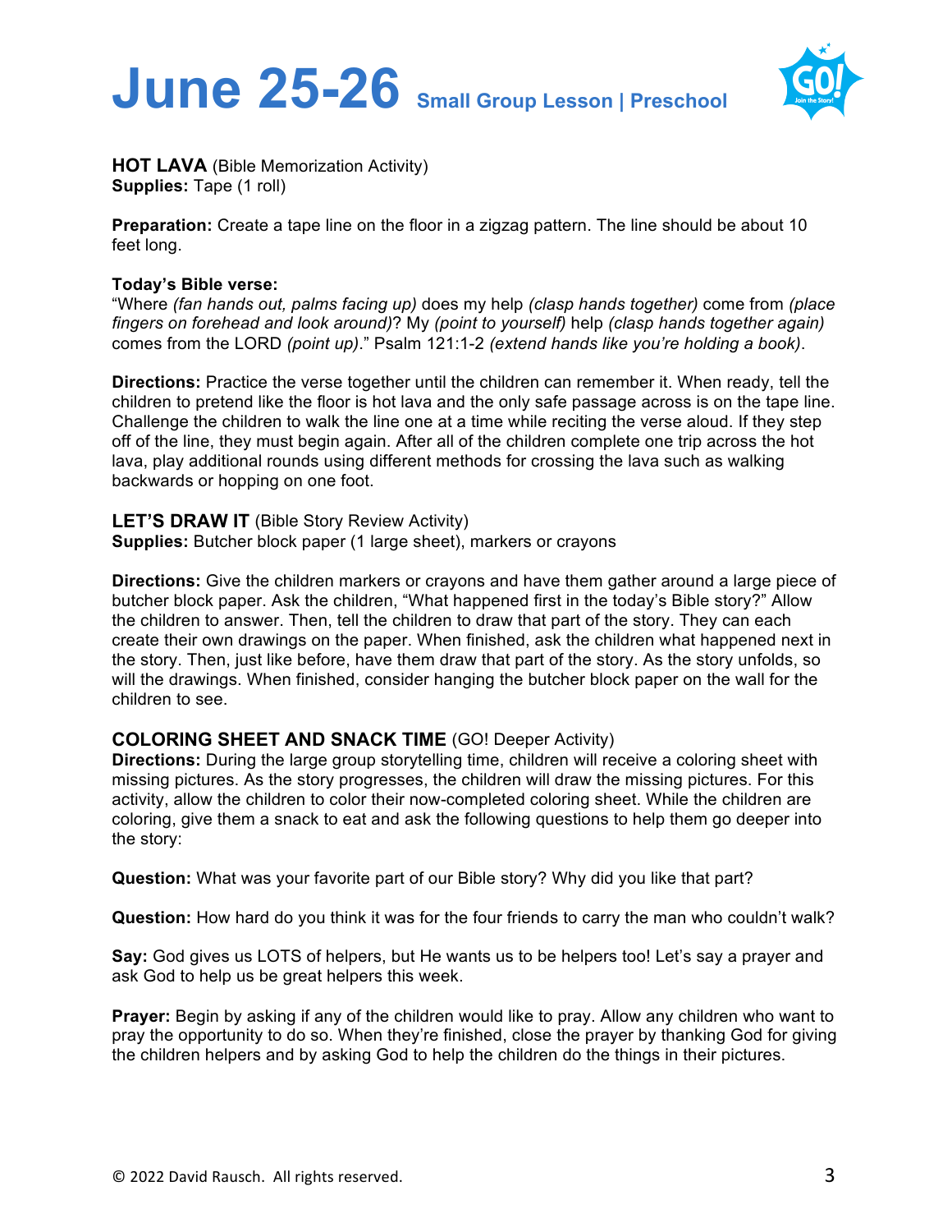# June 25-26 Small Group Lesson | Preschool

**HOT LAVA** (Bible Memorization Activity)
**Supplies:** Tape (1 roll)

**Preparation:** Create a tape line on the floor in a zigzag pattern. The line should be about 10 feet long.

**Today's Bible verse:**
"Where *(fan hands out, palms facing up)* does my help *(clasp hands together)* come from *(place fingers on forehead and look around)*? My *(point to yourself)* help *(clasp hands together again)* comes from the LORD *(point up)*." Psalm 121:1-2 *(extend hands like you're holding a book)*.

**Directions:** Practice the verse together until the children can remember it. When ready, tell the children to pretend like the floor is hot lava and the only safe passage across is on the tape line. Challenge the children to walk the line one at a time while reciting the verse aloud. If they step off of the line, they must begin again. After all of the children complete one trip across the hot lava, play additional rounds using different methods for crossing the lava such as walking backwards or hopping on one foot.

**LET'S DRAW IT** (Bible Story Review Activity)
**Supplies:** Butcher block paper (1 large sheet), markers or crayons

**Directions:** Give the children markers or crayons and have them gather around a large piece of butcher block paper. Ask the children, "What happened first in the today's Bible story?" Allow the children to answer. Then, tell the children to draw that part of the story. They can each create their own drawings on the paper. When finished, ask the children what happened next in the story. Then, just like before, have them draw that part of the story. As the story unfolds, so will the drawings. When finished, consider hanging the butcher block paper on the wall for the children to see.

**COLORING SHEET AND SNACK TIME** (GO! Deeper Activity)
**Directions:** During the large group storytelling time, children will receive a coloring sheet with missing pictures. As the story progresses, the children will draw the missing pictures. For this activity, allow the children to color their now-completed coloring sheet. While the children are coloring, give them a snack to eat and ask the following questions to help them go deeper into the story:

**Question:** What was your favorite part of our Bible story? Why did you like that part?

**Question:** How hard do you think it was for the four friends to carry the man who couldn't walk?

**Say:** God gives us LOTS of helpers, but He wants us to be helpers too! Let's say a prayer and ask God to help us be great helpers this week.

**Prayer:** Begin by asking if any of the children would like to pray. Allow any children who want to pray the opportunity to do so. When they're finished, close the prayer by thanking God for giving the children helpers and by asking God to help the children do the things in their pictures.

© 2022 David Rausch. All rights reserved.